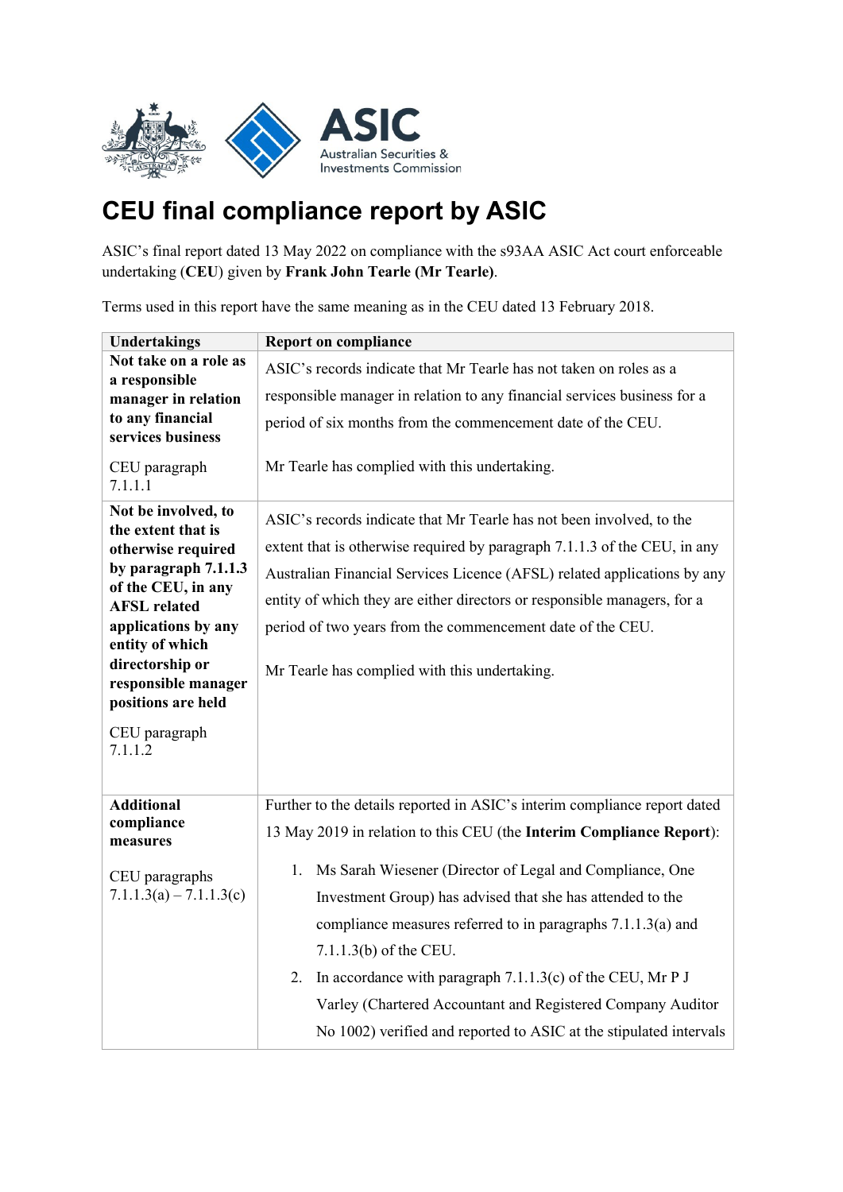# CEU final compliance report by ASIC

ASIC's final report dated 13 May 2022 on compliance with the s93AA ASIC Act court enforceable undertaking (**CEU**) given by **Frank John Tearle (Mr Tearle)**.

Terms used in this report have the same meaning as in the CEU dated 13 February 2018.

| Undertakings | Report on compliance |
|---|---|
| **Not take on a role as a responsible manager in relation to any financial services business**<br><br>CEU paragraph 7.1.1.1 | ASIC's records indicate that Mr Tearle has not taken on roles as a responsible manager in relation to any financial services business for a period of six months from the commencement date of the CEU.<br><br>Mr Tearle has complied with this undertaking. |
| **Not be involved, to the extent that is otherwise required by paragraph 7.1.1.3 of the CEU, in any AFSL related applications by any entity of which directorship or responsible manager positions are held**<br><br>CEU paragraph 7.1.1.2 | ASIC's records indicate that Mr Tearle has not been involved, to the extent that is otherwise required by paragraph 7.1.1.3 of the CEU, in any Australian Financial Services Licence (AFSL) related applications by any entity of which they are either directors or responsible managers, for a period of two years from the commencement date of the CEU.<br><br>Mr Tearle has complied with this undertaking. |
| **Additional compliance measures**<br><br>CEU paragraphs 7.1.1.3(a) – 7.1.1.3(c) | Further to the details reported in ASIC's interim compliance report dated 13 May 2019 in relation to this CEU (the **Interim Compliance Report**):<br><br>1. Ms Sarah Wiesener (Director of Legal and Compliance, One Investment Group) has advised that she has attended to the compliance measures referred to in paragraphs 7.1.1.3(a) and 7.1.1.3(b) of the CEU.<br>2. In accordance with paragraph 7.1.1.3(c) of the CEU, Mr P J Varley (Chartered Accountant and Registered Company Auditor No 1002) verified and reported to ASIC at the stipulated intervals |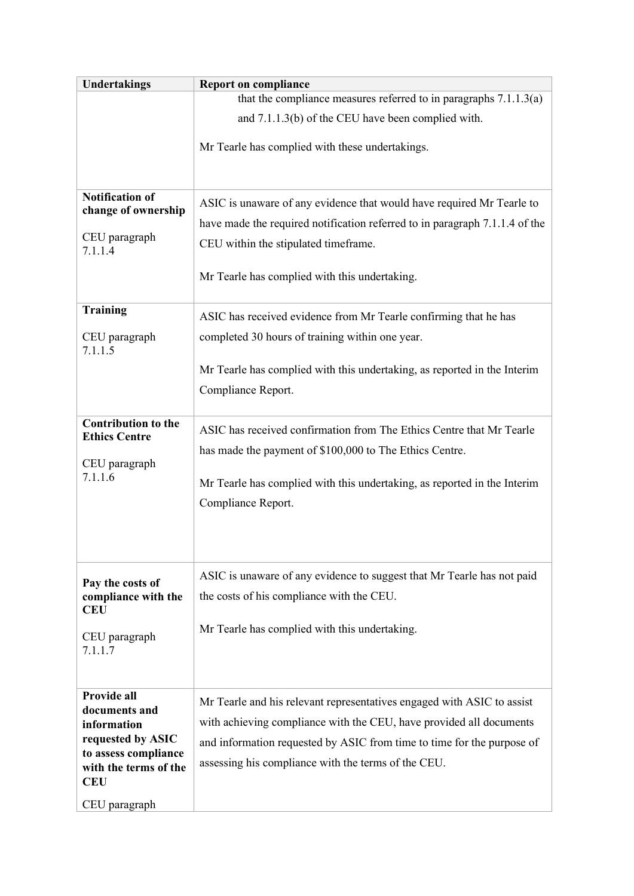| Undertakings | Report on compliance |
|---|---|
| | that the compliance measures referred to in paragraphs 7.1.1.3(a) and 7.1.1.3(b) of the CEU have been complied with.<br><br>Mr Tearle has complied with these undertakings. |
| **Notification of change of ownership**<br><br>CEU paragraph 7.1.1.4 | ASIC is unaware of any evidence that would have required Mr Tearle to have made the required notification referred to in paragraph 7.1.1.4 of the CEU within the stipulated timeframe.<br><br>Mr Tearle has complied with this undertaking. |
| **Training**<br><br>CEU paragraph 7.1.1.5 | ASIC has received evidence from Mr Tearle confirming that he has completed 30 hours of training within one year.<br><br>Mr Tearle has complied with this undertaking, as reported in the Interim Compliance Report. |
| **Contribution to the Ethics Centre**<br><br>CEU paragraph 7.1.1.6 | ASIC has received confirmation from The Ethics Centre that Mr Tearle has made the payment of $100,000 to The Ethics Centre.<br><br>Mr Tearle has complied with this undertaking, as reported in the Interim Compliance Report. |
| **Pay the costs of compliance with the CEU**<br><br>CEU paragraph 7.1.1.7 | ASIC is unaware of any evidence to suggest that Mr Tearle has not paid the costs of his compliance with the CEU.<br><br>Mr Tearle has complied with this undertaking. |
| **Provide all documents and information requested by ASIC to assess compliance with the terms of the CEU**<br><br>CEU paragraph | Mr Tearle and his relevant representatives engaged with ASIC to assist with achieving compliance with the CEU, have provided all documents and information requested by ASIC from time to time for the purpose of assessing his compliance with the terms of the CEU. |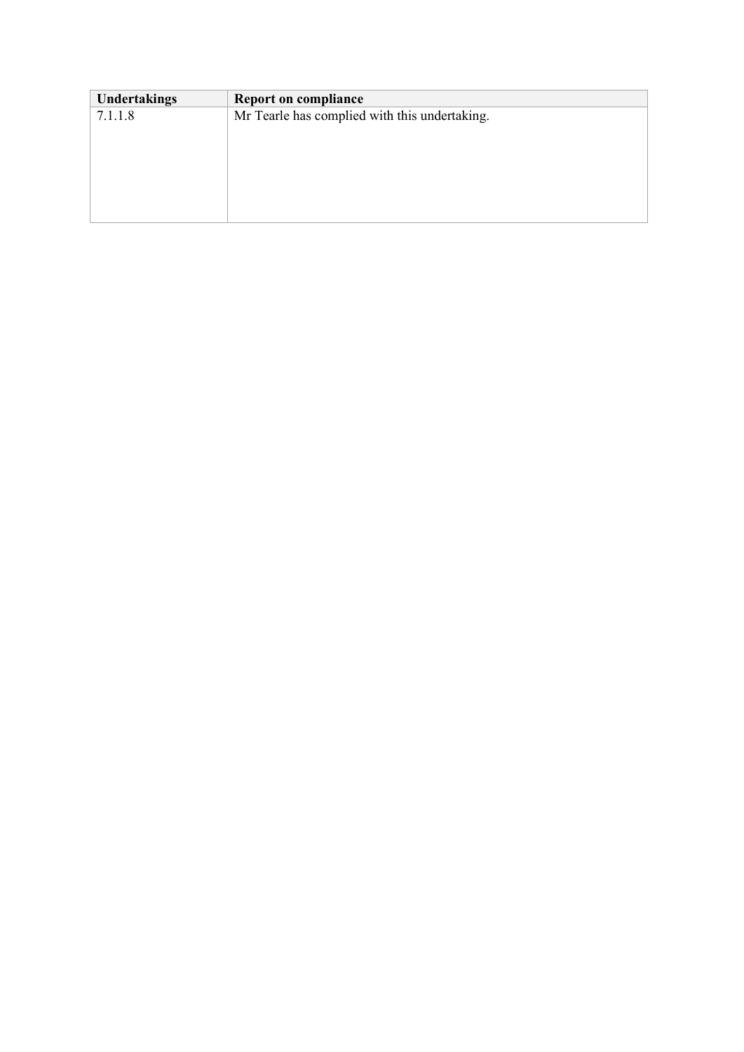| Undertakings | Report on compliance |
|---|---|
| 7.1.1.8 | Mr Tearle has complied with this undertaking. |